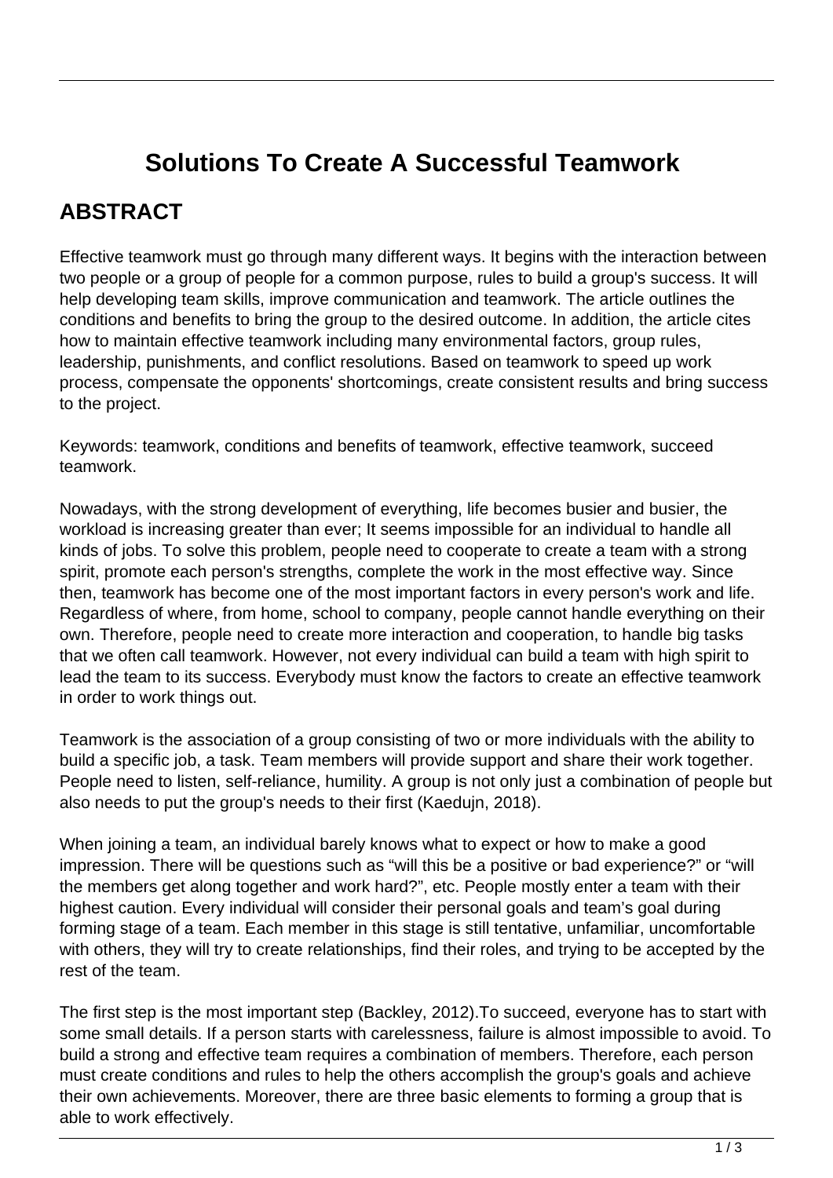# Solutions To Create A Successful Teamwork

## ABSTRACT

Effective teamwork must go through many different ways. It begins with the interaction between two people or a group of people for a common purpose, rules to build a group's success. It will help developing team skills, improve communication and teamwork. The article outlines the conditions and benefits to bring the group to the desired outcome. In addition, the article cites how to maintain effective teamwork including many environmental factors, group rules, leadership, punishments, and conflict resolutions. Based on teamwork to speed up work process, compensate the opponents' shortcomings, create consistent results and bring success to the project.

Keywords: teamwork, conditions and benefits of teamwork, effective teamwork, succeed teamwork.

Nowadays, with the strong development of everything, life becomes busier and busier, the workload is increasing greater than ever; It seems impossible for an individual to handle all kinds of jobs. To solve this problem, people need to cooperate to create a team with a strong spirit, promote each person's strengths, complete the work in the most effective way. Since then, teamwork has become one of the most important factors in every person's work and life. Regardless of where, from home, school to company, people cannot handle everything on their own. Therefore, people need to create more interaction and cooperation, to handle big tasks that we often call teamwork. However, not every individual can build a team with high spirit to lead the team to its success. Everybody must know the factors to create an effective teamwork in order to work things out.

Teamwork is the association of a group consisting of two or more individuals with the ability to build a specific job, a task. Team members will provide support and share their work together. People need to listen, self-reliance, humility. A group is not only just a combination of people but also needs to put the group's needs to their first (Kaedujn, 2018).

When joining a team, an individual barely knows what to expect or how to make a good impression. There will be questions such as "will this be a positive or bad experience?" or "will the members get along together and work hard?", etc. People mostly enter a team with their highest caution. Every individual will consider their personal goals and team's goal during forming stage of a team. Each member in this stage is still tentative, unfamiliar, uncomfortable with others, they will try to create relationships, find their roles, and trying to be accepted by the rest of the team.

The first step is the most important step (Backley, 2012).To succeed, everyone has to start with some small details. If a person starts with carelessness, failure is almost impossible to avoid. To build a strong and effective team requires a combination of members. Therefore, each person must create conditions and rules to help the others accomplish the group's goals and achieve their own achievements. Moreover, there are three basic elements to forming a group that is able to work effectively.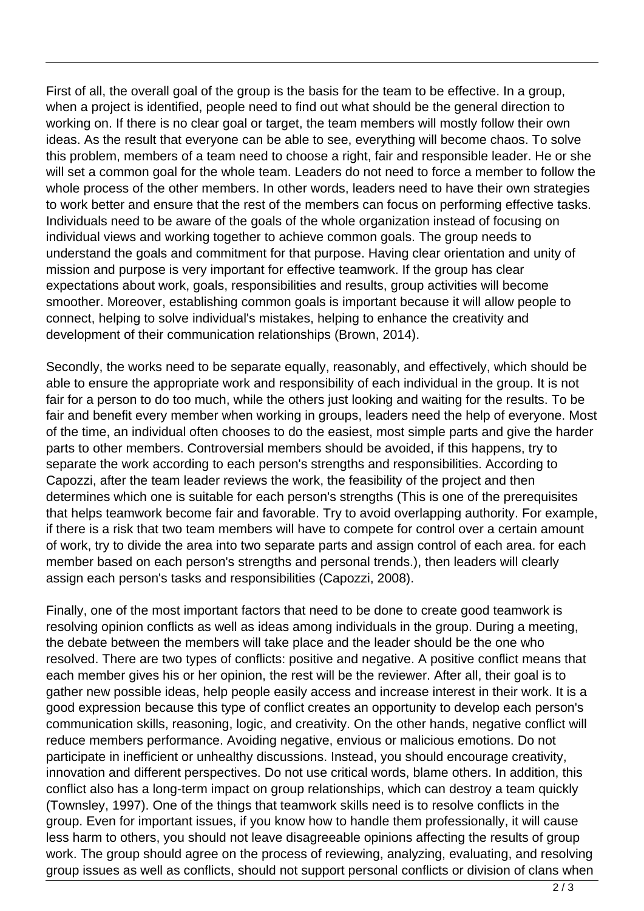First of all, the overall goal of the group is the basis for the team to be effective. In a group, when a project is identified, people need to find out what should be the general direction to working on. If there is no clear goal or target, the team members will mostly follow their own ideas. As the result that everyone can be able to see, everything will become chaos. To solve this problem, members of a team need to choose a right, fair and responsible leader. He or she will set a common goal for the whole team. Leaders do not need to force a member to follow the whole process of the other members. In other words, leaders need to have their own strategies to work better and ensure that the rest of the members can focus on performing effective tasks. Individuals need to be aware of the goals of the whole organization instead of focusing on individual views and working together to achieve common goals. The group needs to understand the goals and commitment for that purpose. Having clear orientation and unity of mission and purpose is very important for effective teamwork. If the group has clear expectations about work, goals, responsibilities and results, group activities will become smoother. Moreover, establishing common goals is important because it will allow people to connect, helping to solve individual's mistakes, helping to enhance the creativity and development of their communication relationships (Brown, 2014).

Secondly, the works need to be separate equally, reasonably, and effectively, which should be able to ensure the appropriate work and responsibility of each individual in the group. It is not fair for a person to do too much, while the others just looking and waiting for the results. To be fair and benefit every member when working in groups, leaders need the help of everyone. Most of the time, an individual often chooses to do the easiest, most simple parts and give the harder parts to other members. Controversial members should be avoided, if this happens, try to separate the work according to each person's strengths and responsibilities. According to Capozzi, after the team leader reviews the work, the feasibility of the project and then determines which one is suitable for each person's strengths (This is one of the prerequisites that helps teamwork become fair and favorable. Try to avoid overlapping authority. For example, if there is a risk that two team members will have to compete for control over a certain amount of work, try to divide the area into two separate parts and assign control of each area. for each member based on each person's strengths and personal trends.), then leaders will clearly assign each person's tasks and responsibilities (Capozzi, 2008).

Finally, one of the most important factors that need to be done to create good teamwork is resolving opinion conflicts as well as ideas among individuals in the group. During a meeting, the debate between the members will take place and the leader should be the one who resolved. There are two types of conflicts: positive and negative. A positive conflict means that each member gives his or her opinion, the rest will be the reviewer. After all, their goal is to gather new possible ideas, help people easily access and increase interest in their work. It is a good expression because this type of conflict creates an opportunity to develop each person's communication skills, reasoning, logic, and creativity. On the other hands, negative conflict will reduce members performance. Avoiding negative, envious or malicious emotions. Do not participate in inefficient or unhealthy discussions. Instead, you should encourage creativity, innovation and different perspectives. Do not use critical words, blame others. In addition, this conflict also has a long-term impact on group relationships, which can destroy a team quickly (Townsley, 1997). One of the things that teamwork skills need is to resolve conflicts in the group. Even for important issues, if you know how to handle them professionally, it will cause less harm to others, you should not leave disagreeable opinions affecting the results of group work. The group should agree on the process of reviewing, analyzing, evaluating, and resolving group issues as well as conflicts, should not support personal conflicts or division of clans when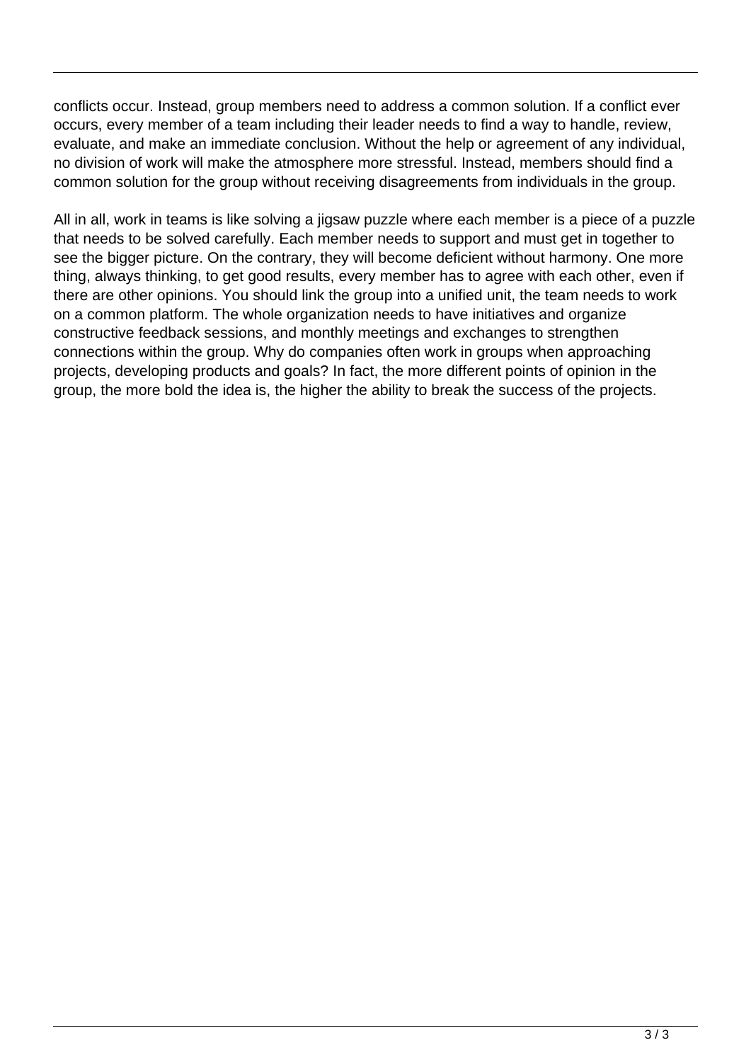conflicts occur. Instead, group members need to address a common solution. If a conflict ever occurs, every member of a team including their leader needs to find a way to handle, review, evaluate, and make an immediate conclusion. Without the help or agreement of any individual, no division of work will make the atmosphere more stressful. Instead, members should find a common solution for the group without receiving disagreements from individuals in the group.

All in all, work in teams is like solving a jigsaw puzzle where each member is a piece of a puzzle that needs to be solved carefully. Each member needs to support and must get in together to see the bigger picture. On the contrary, they will become deficient without harmony. One more thing, always thinking, to get good results, every member has to agree with each other, even if there are other opinions. You should link the group into a unified unit, the team needs to work on a common platform. The whole organization needs to have initiatives and organize constructive feedback sessions, and monthly meetings and exchanges to strengthen connections within the group. Why do companies often work in groups when approaching projects, developing products and goals? In fact, the more different points of opinion in the group, the more bold the idea is, the higher the ability to break the success of the projects.